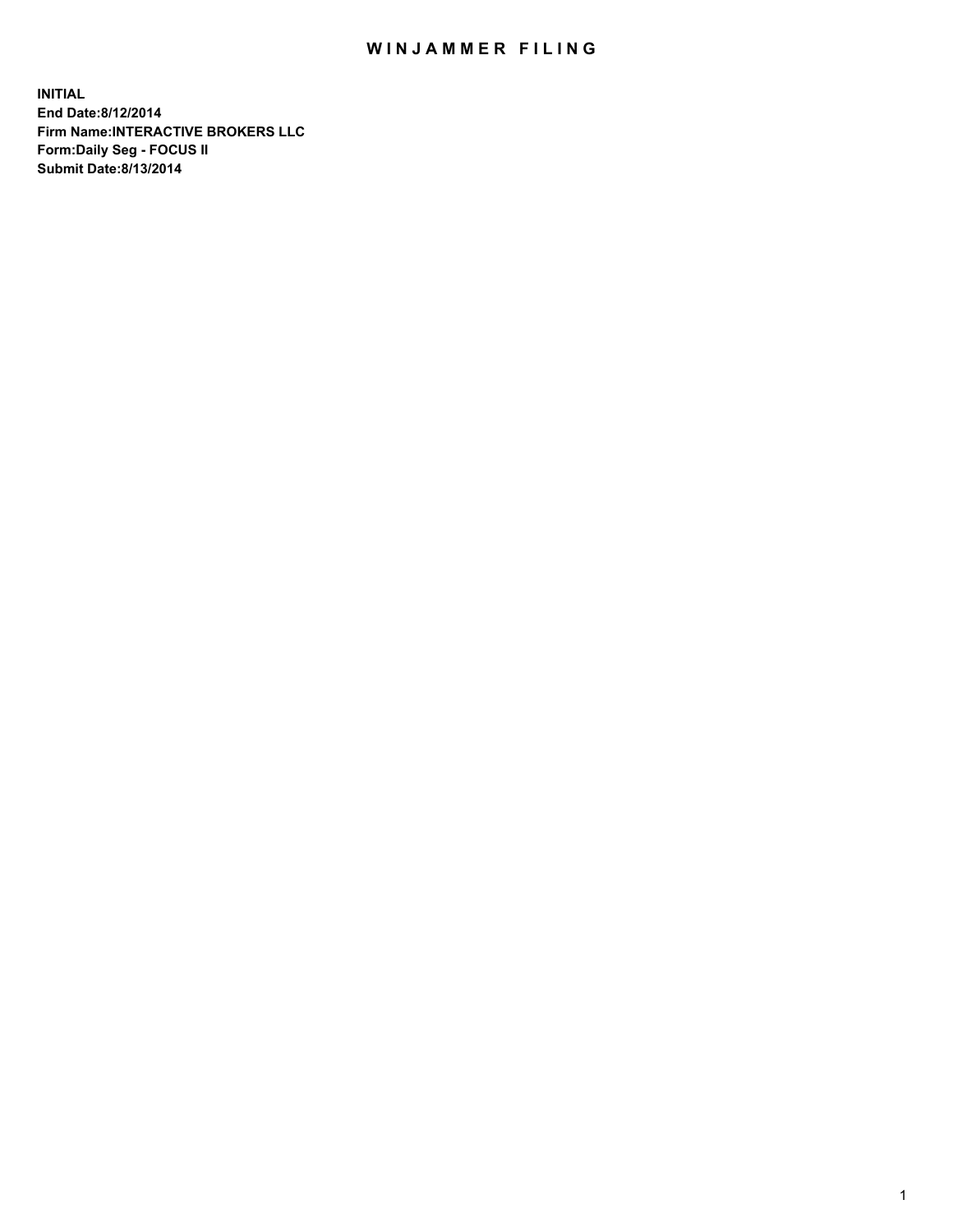# WINJAMMER FILING

**INITIAL**
**End Date:8/12/2014**
**Firm Name:INTERACTIVE BROKERS LLC**
**Form:Daily Seg - FOCUS II**
**Submit Date:8/13/2014**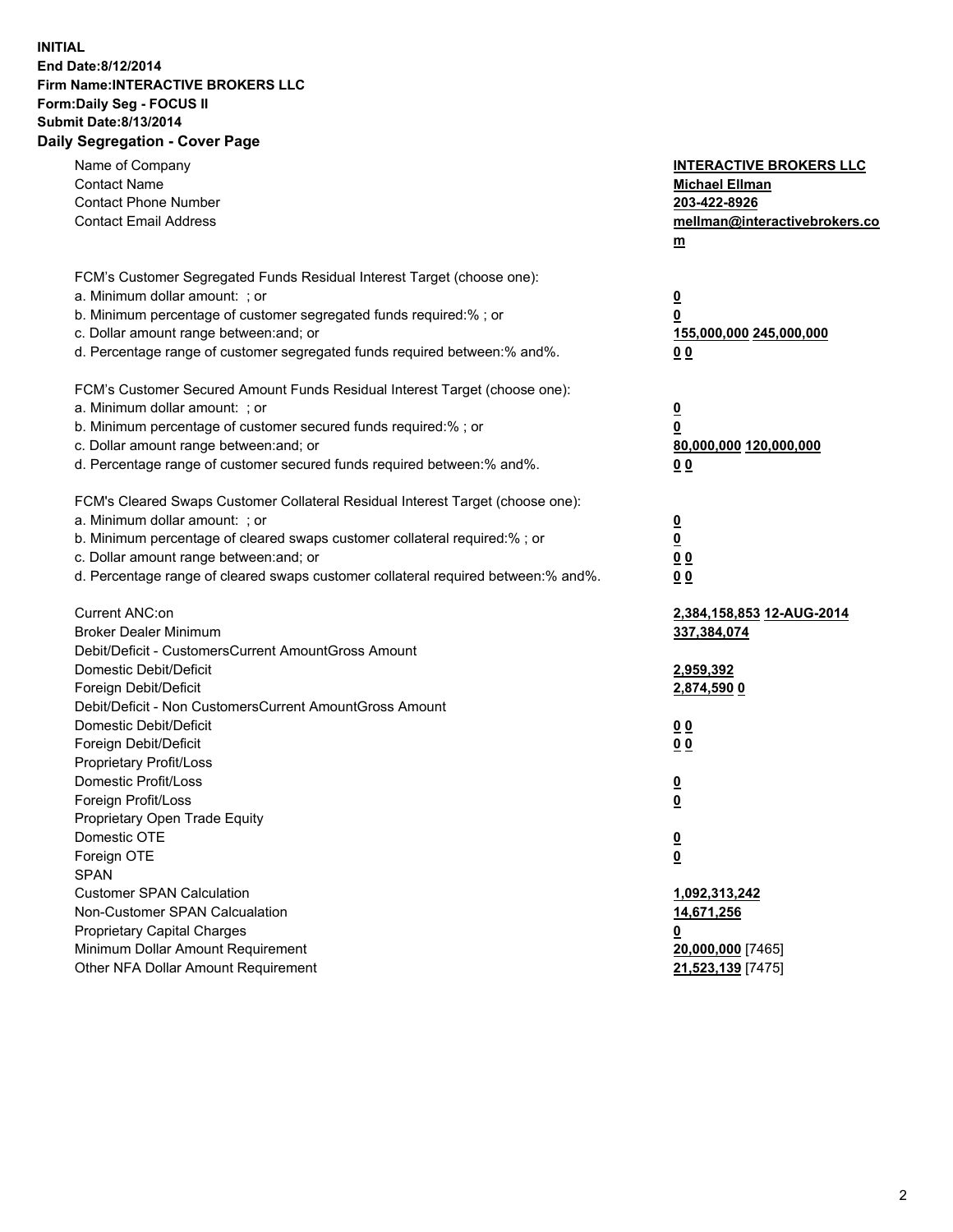**INITIAL**
**End Date:8/12/2014**
**Firm Name:INTERACTIVE BROKERS LLC**
**Form:Daily Seg - FOCUS II**
**Submit Date:8/13/2014**
**Daily Segregation - Cover Page**

| | |
|---|---|
| Name of Company | **INTERACTIVE BROKERS LLC** |
| Contact Name | **Michael Ellman** |
| Contact Phone Number | **203-422-8926** |
| Contact Email Address | **mellman@interactivebrokers.com** |
| FCM's Customer Segregated Funds Residual Interest Target (choose one): | |
| a. Minimum dollar amount: ; or | **0** |
| b. Minimum percentage of customer segregated funds required:% ; or | **0** |
| c. Dollar amount range between:and; or | **155,000,000 245,000,000** |
| d. Percentage range of customer segregated funds required between:% and%. | **0 0** |
| FCM's Customer Secured Amount Funds Residual Interest Target (choose one): | |
| a. Minimum dollar amount: ; or | **0** |
| b. Minimum percentage of customer secured funds required:% ; or | **0** |
| c. Dollar amount range between:and; or | **80,000,000 120,000,000** |
| d. Percentage range of customer secured funds required between:% and%. | **0 0** |
| FCM's Cleared Swaps Customer Collateral Residual Interest Target (choose one): | |
| a. Minimum dollar amount: ; or | **0** |
| b. Minimum percentage of cleared swaps customer collateral required:% ; or | **0** |
| c. Dollar amount range between:and; or | **0 0** |
| d. Percentage range of cleared swaps customer collateral required between:% and%. | **0 0** |
| Current ANC:on | **2,384,158,853 12-AUG-2014** |
| Broker Dealer Minimum | **337,384,074** |
| Debit/Deficit - CustomersCurrent AmountGross Amount | |
| Domestic Debit/Deficit | **2,959,392** |
| Foreign Debit/Deficit | **2,874,590 0** |
| Debit/Deficit - Non CustomersCurrent AmountGross Amount | |
| Domestic Debit/Deficit | **0 0** |
| Foreign Debit/Deficit | **0 0** |
| Proprietary Profit/Loss | |
| Domestic Profit/Loss | **0** |
| Foreign Profit/Loss | **0** |
| Proprietary Open Trade Equity | |
| Domestic OTE | **0** |
| Foreign OTE | **0** |
| SPAN | |
| Customer SPAN Calculation | **1,092,313,242** |
| Non-Customer SPAN Calcualation | **14,671,256** |
| Proprietary Capital Charges | **0** |
| Minimum Dollar Amount Requirement | **20,000,000** [7465] |
| Other NFA Dollar Amount Requirement | **21,523,139** [7475] |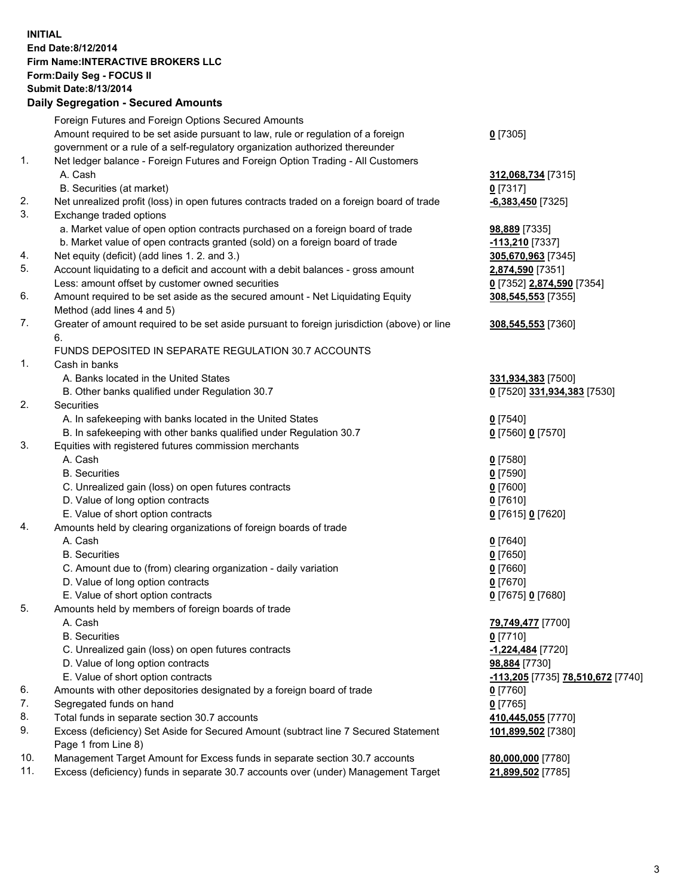**INITIAL**
**End Date:8/12/2014**
**Firm Name:INTERACTIVE BROKERS LLC**
**Form:Daily Seg - FOCUS II**
**Submit Date:8/13/2014**

## Daily Segregation - Secured Amounts

| | | |
|---|---|---|
| | Foreign Futures and Foreign Options Secured Amounts | |
| | Amount required to be set aside pursuant to law, rule or regulation of a foreign government or a rule of a self-regulatory organization authorized thereunder | **0** [7305] |
| 1. | Net ledger balance - Foreign Futures and Foreign Option Trading - All Customers | |
| | A. Cash | **312,068,734** [7315] |
| | B. Securities (at market) | **0** [7317] |
| 2. | Net unrealized profit (loss) in open futures contracts traded on a foreign board of trade | **-6,383,450** [7325] |
| 3. | Exchange traded options | |
| | a. Market value of open option contracts purchased on a foreign board of trade | **98,889** [7335] |
| | b. Market value of open contracts granted (sold) on a foreign board of trade | **-113,210** [7337] |
| 4. | Net equity (deficit) (add lines 1. 2. and 3.) | **305,670,963** [7345] |
| 5. | Account liquidating to a deficit and account with a debit balances - gross amount | **2,874,590** [7351] |
| | Less: amount offset by customer owned securities | **0** [7352] **2,874,590** [7354] |
| 6. | Amount required to be set aside as the secured amount - Net Liquidating Equity Method (add lines 4 and 5) | **308,545,553** [7355] |
| 7. | Greater of amount required to be set aside pursuant to foreign jurisdiction (above) or line 6. | **308,545,553** [7360] |
| | FUNDS DEPOSITED IN SEPARATE REGULATION 30.7 ACCOUNTS | |
| 1. | Cash in banks | |
| | A. Banks located in the United States | **331,934,383** [7500] |
| | B. Other banks qualified under Regulation 30.7 | **0** [7520] **331,934,383** [7530] |
| 2. | Securities | |
| | A. In safekeeping with banks located in the United States | **0** [7540] |
| | B. In safekeeping with other banks qualified under Regulation 30.7 | **0** [7560] **0** [7570] |
| 3. | Equities with registered futures commission merchants | |
| | A. Cash | **0** [7580] |
| | B. Securities | **0** [7590] |
| | C. Unrealized gain (loss) on open futures contracts | **0** [7600] |
| | D. Value of long option contracts | **0** [7610] |
| | E. Value of short option contracts | **0** [7615] **0** [7620] |
| 4. | Amounts held by clearing organizations of foreign boards of trade | |
| | A. Cash | **0** [7640] |
| | B. Securities | **0** [7650] |
| | C. Amount due to (from) clearing organization - daily variation | **0** [7660] |
| | D. Value of long option contracts | **0** [7670] |
| | E. Value of short option contracts | **0** [7675] **0** [7680] |
| 5. | Amounts held by members of foreign boards of trade | |
| | A. Cash | **79,749,477** [7700] |
| | B. Securities | **0** [7710] |
| | C. Unrealized gain (loss) on open futures contracts | **-1,224,484** [7720] |
| | D. Value of long option contracts | **98,884** [7730] |
| | E. Value of short option contracts | **-113,205** [7735] **78,510,672** [7740] |
| 6. | Amounts with other depositories designated by a foreign board of trade | **0** [7760] |
| 7. | Segregated funds on hand | **0** [7765] |
| 8. | Total funds in separate section 30.7 accounts | **410,445,055** [7770] |
| 9. | Excess (deficiency) Set Aside for Secured Amount (subtract line 7 Secured Statement Page 1 from Line 8) | **101,899,502** [7380] |
| 10. | Management Target Amount for Excess funds in separate section 30.7 accounts | **80,000,000** [7780] |
| 11. | Excess (deficiency) funds in separate 30.7 accounts over (under) Management Target | **21,899,502** [7785] |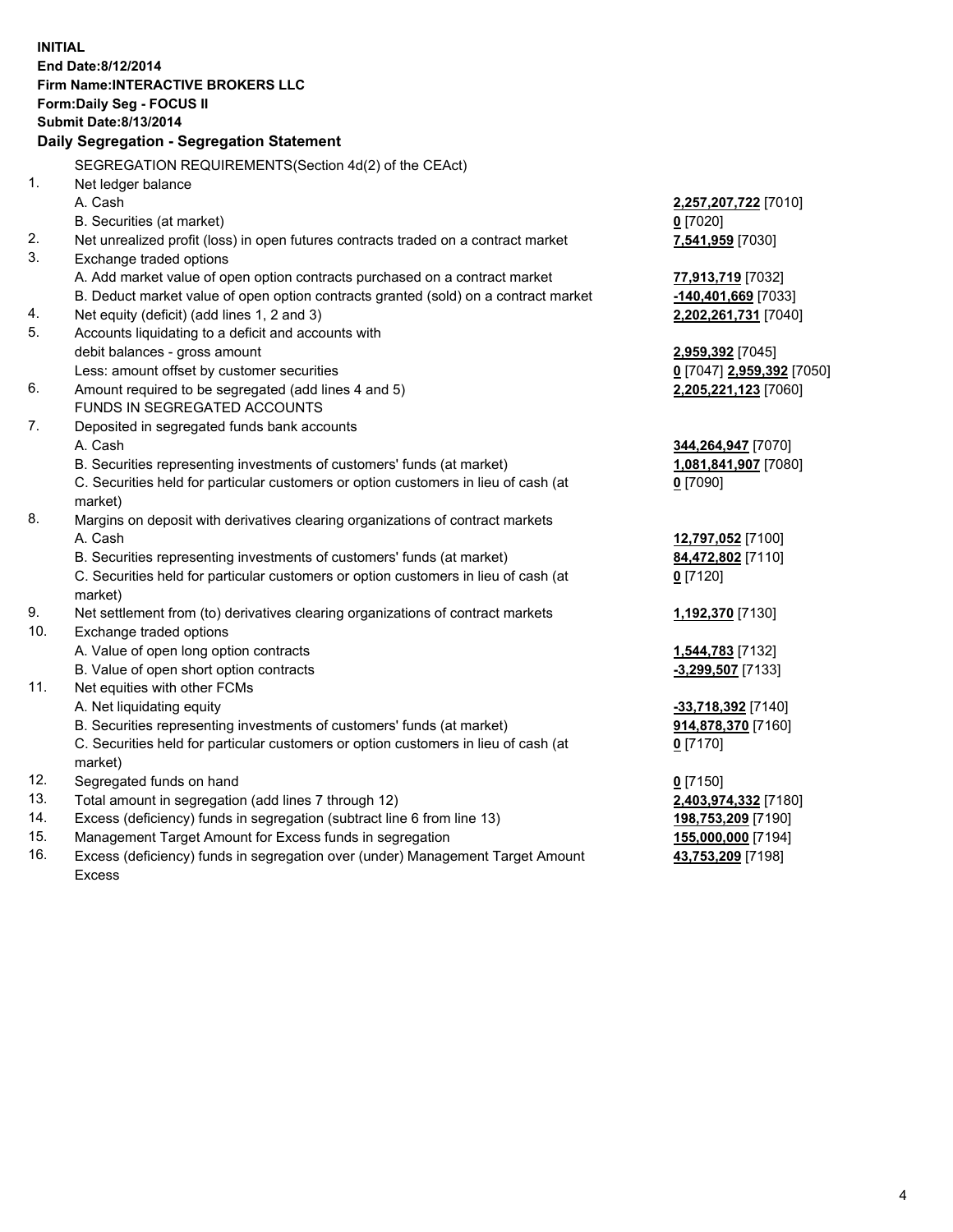**INITIAL**
**End Date:8/12/2014**
**Firm Name:INTERACTIVE BROKERS LLC**
**Form:Daily Seg - FOCUS II**
**Submit Date:8/13/2014**

## Daily Segregation - Segregation Statement

| | | |
|---|---|---|
| | SEGREGATION REQUIREMENTS(Section 4d(2) of the CEAct) | |
| 1. | Net ledger balance | |
| | A. Cash | **2,257,207,722** [7010] |
| | B. Securities (at market) | **0** [7020] |
| 2. | Net unrealized profit (loss) in open futures contracts traded on a contract market | **7,541,959** [7030] |
| 3. | Exchange traded options | |
| | A. Add market value of open option contracts purchased on a contract market | **77,913,719** [7032] |
| | B. Deduct market value of open option contracts granted (sold) on a contract market | **-140,401,669** [7033] |
| 4. | Net equity (deficit) (add lines 1, 2 and 3) | **2,202,261,731** [7040] |
| 5. | Accounts liquidating to a deficit and accounts with | |
| | debit balances - gross amount | **2,959,392** [7045] |
| | Less: amount offset by customer securities | **0** [7047] **2,959,392** [7050] |
| 6. | Amount required to be segregated (add lines 4 and 5) | **2,205,221,123** [7060] |
| | FUNDS IN SEGREGATED ACCOUNTS | |
| 7. | Deposited in segregated funds bank accounts | |
| | A. Cash | **344,264,947** [7070] |
| | B. Securities representing investments of customers' funds (at market) | **1,081,841,907** [7080] |
| | C. Securities held for particular customers or option customers in lieu of cash (at market) | **0** [7090] |
| 8. | Margins on deposit with derivatives clearing organizations of contract markets | |
| | A. Cash | **12,797,052** [7100] |
| | B. Securities representing investments of customers' funds (at market) | **84,472,802** [7110] |
| | C. Securities held for particular customers or option customers in lieu of cash (at market) | **0** [7120] |
| 9. | Net settlement from (to) derivatives clearing organizations of contract markets | **1,192,370** [7130] |
| 10. | Exchange traded options | |
| | A. Value of open long option contracts | **1,544,783** [7132] |
| | B. Value of open short option contracts | **-3,299,507** [7133] |
| 11. | Net equities with other FCMs | |
| | A. Net liquidating equity | **-33,718,392** [7140] |
| | B. Securities representing investments of customers' funds (at market) | **914,878,370** [7160] |
| | C. Securities held for particular customers or option customers in lieu of cash (at market) | **0** [7170] |
| 12. | Segregated funds on hand | **0** [7150] |
| 13. | Total amount in segregation (add lines 7 through 12) | **2,403,974,332** [7180] |
| 14. | Excess (deficiency) funds in segregation (subtract line 6 from line 13) | **198,753,209** [7190] |
| 15. | Management Target Amount for Excess funds in segregation | **155,000,000** [7194] |
| 16. | Excess (deficiency) funds in segregation over (under) Management Target Amount Excess | **43,753,209** [7198] |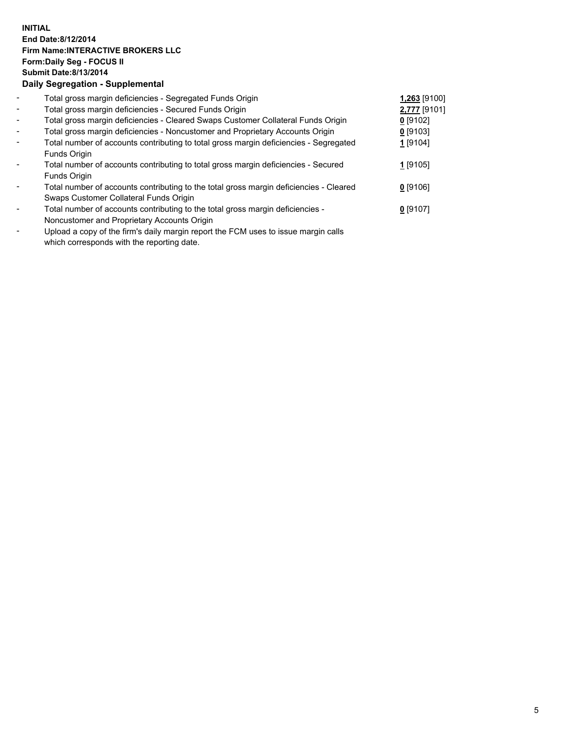**INITIAL**
**End Date:8/12/2014**
**Firm Name:INTERACTIVE BROKERS LLC**
**Form:Daily Seg - FOCUS II**
**Submit Date:8/13/2014**

## Daily Segregation - Supplemental

| | | |
|---|---|---|
| - | Total gross margin deficiencies - Segregated Funds Origin | **1,263** [9100] |
| - | Total gross margin deficiencies - Secured Funds Origin | **2,777** [9101] |
| - | Total gross margin deficiencies - Cleared Swaps Customer Collateral Funds Origin | **0** [9102] |
| - | Total gross margin deficiencies - Noncustomer and Proprietary Accounts Origin | **0** [9103] |
| - | Total number of accounts contributing to total gross margin deficiencies - Segregated Funds Origin | **1** [9104] |
| - | Total number of accounts contributing to total gross margin deficiencies - Secured Funds Origin | **1** [9105] |
| - | Total number of accounts contributing to the total gross margin deficiencies - Cleared Swaps Customer Collateral Funds Origin | **0** [9106] |
| - | Total number of accounts contributing to the total gross margin deficiencies - Noncustomer and Proprietary Accounts Origin | **0** [9107] |
| - | Upload a copy of the firm's daily margin report the FCM uses to issue margin calls which corresponds with the reporting date. | |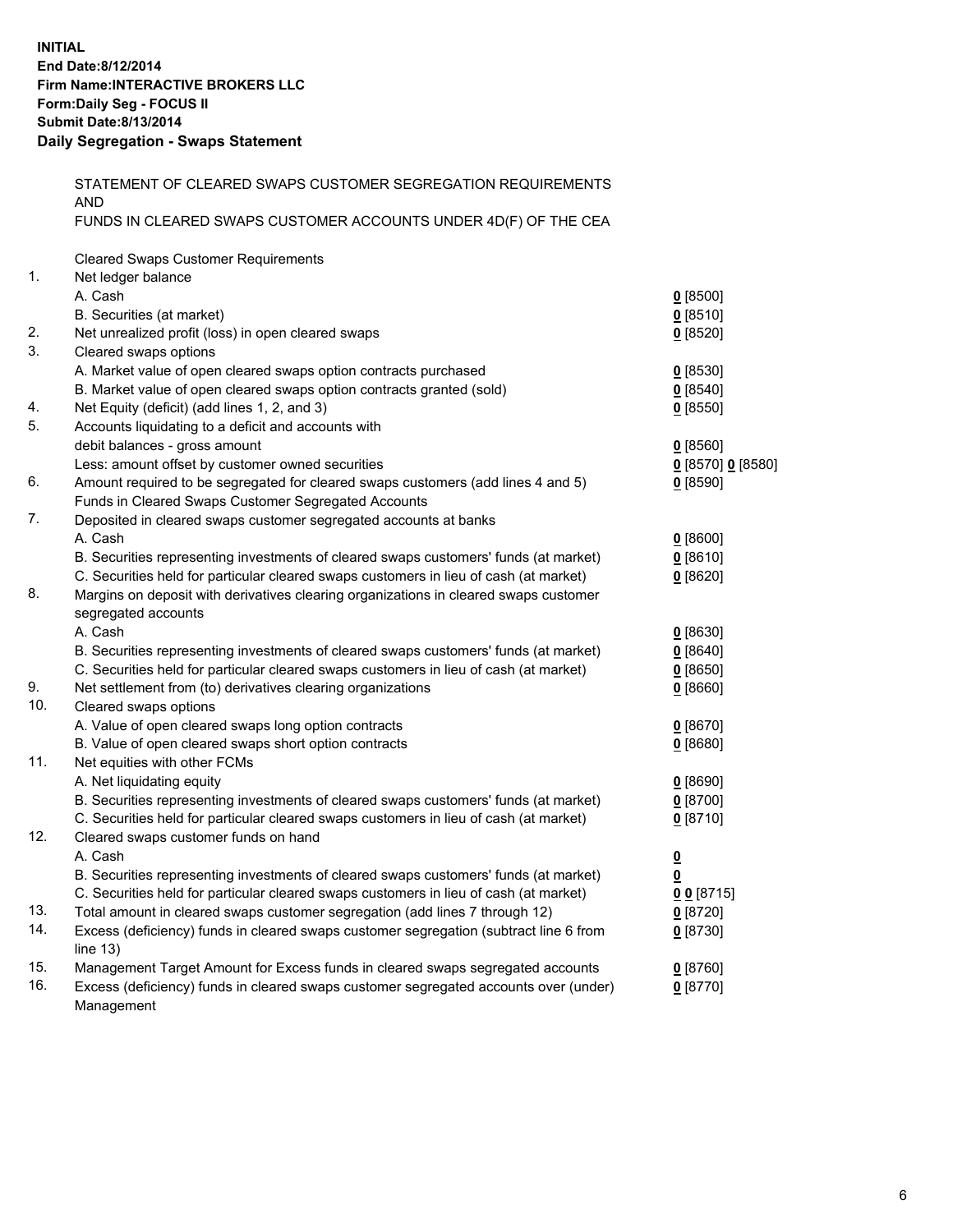**INITIAL**
**End Date:8/12/2014**
**Firm Name:INTERACTIVE BROKERS LLC**
**Form:Daily Seg - FOCUS II**
**Submit Date:8/13/2014**
**Daily Segregation - Swaps Statement**

STATEMENT OF CLEARED SWAPS CUSTOMER SEGREGATION REQUIREMENTS AND FUNDS IN CLEARED SWAPS CUSTOMER ACCOUNTS UNDER 4D(F) OF THE CEA

| | | |
|---|---|---|
| | Cleared Swaps Customer Requirements | |
| 1. | Net ledger balance | |
| | A. Cash | 0 [8500] |
| | B. Securities (at market) | 0 [8510] |
| 2. | Net unrealized profit (loss) in open cleared swaps | 0 [8520] |
| 3. | Cleared swaps options | |
| | A. Market value of open cleared swaps option contracts purchased | 0 [8530] |
| | B. Market value of open cleared swaps option contracts granted (sold) | 0 [8540] |
| 4. | Net Equity (deficit) (add lines 1, 2, and 3) | 0 [8550] |
| 5. | Accounts liquidating to a deficit and accounts with | |
| | debit balances - gross amount | 0 [8560] |
| | Less: amount offset by customer owned securities | 0 [8570] 0 [8580] |
| 6. | Amount required to be segregated for cleared swaps customers (add lines 4 and 5) | 0 [8590] |
| | Funds in Cleared Swaps Customer Segregated Accounts | |
| 7. | Deposited in cleared swaps customer segregated accounts at banks | |
| | A. Cash | 0 [8600] |
| | B. Securities representing investments of cleared swaps customers' funds (at market) | 0 [8610] |
| | C. Securities held for particular cleared swaps customers in lieu of cash (at market) | 0 [8620] |
| 8. | Margins on deposit with derivatives clearing organizations in cleared swaps customer segregated accounts | |
| | A. Cash | 0 [8630] |
| | B. Securities representing investments of cleared swaps customers' funds (at market) | 0 [8640] |
| | C. Securities held for particular cleared swaps customers in lieu of cash (at market) | 0 [8650] |
| 9. | Net settlement from (to) derivatives clearing organizations | 0 [8660] |
| 10. | Cleared swaps options | |
| | A. Value of open cleared swaps long option contracts | 0 [8670] |
| | B. Value of open cleared swaps short option contracts | 0 [8680] |
| 11. | Net equities with other FCMs | |
| | A. Net liquidating equity | 0 [8690] |
| | B. Securities representing investments of cleared swaps customers' funds (at market) | 0 [8700] |
| | C. Securities held for particular cleared swaps customers in lieu of cash (at market) | 0 [8710] |
| 12. | Cleared swaps customer funds on hand | |
| | A. Cash | 0 |
| | B. Securities representing investments of cleared swaps customers' funds (at market) | 0 |
| | C. Securities held for particular cleared swaps customers in lieu of cash (at market) | 0 0 [8715] |
| 13. | Total amount in cleared swaps customer segregation (add lines 7 through 12) | 0 [8720] |
| 14. | Excess (deficiency) funds in cleared swaps customer segregation (subtract line 6 from line 13) | 0 [8730] |
| 15. | Management Target Amount for Excess funds in cleared swaps segregated accounts | 0 [8760] |
| 16. | Excess (deficiency) funds in cleared swaps customer segregated accounts over (under) Management | 0 [8770] |